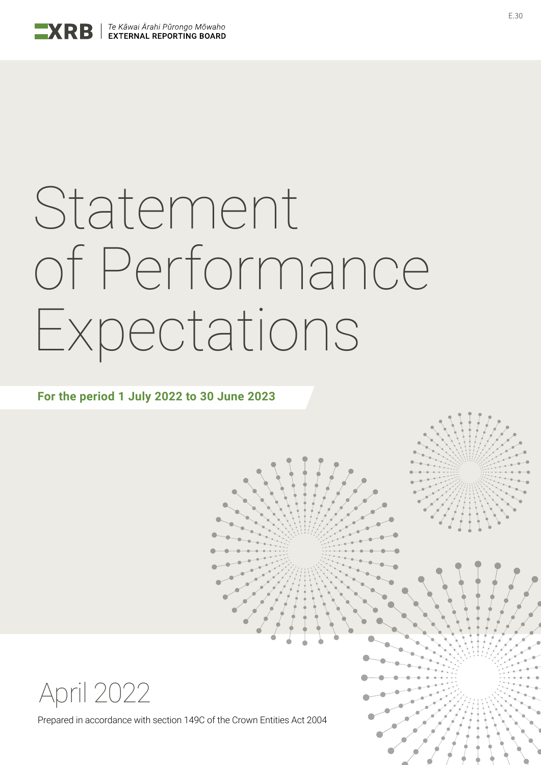E.30

XRB | *Te Kāwai Ārahi Pūrongo Mōwaho*
EXTERNAL REPORTING BOARD

# Statement of Performance Expectations

**For the period 1 July 2022 to 30 June 2023**

## April 2022

Prepared in accordance with section 149C of the Crown Entities Act 2004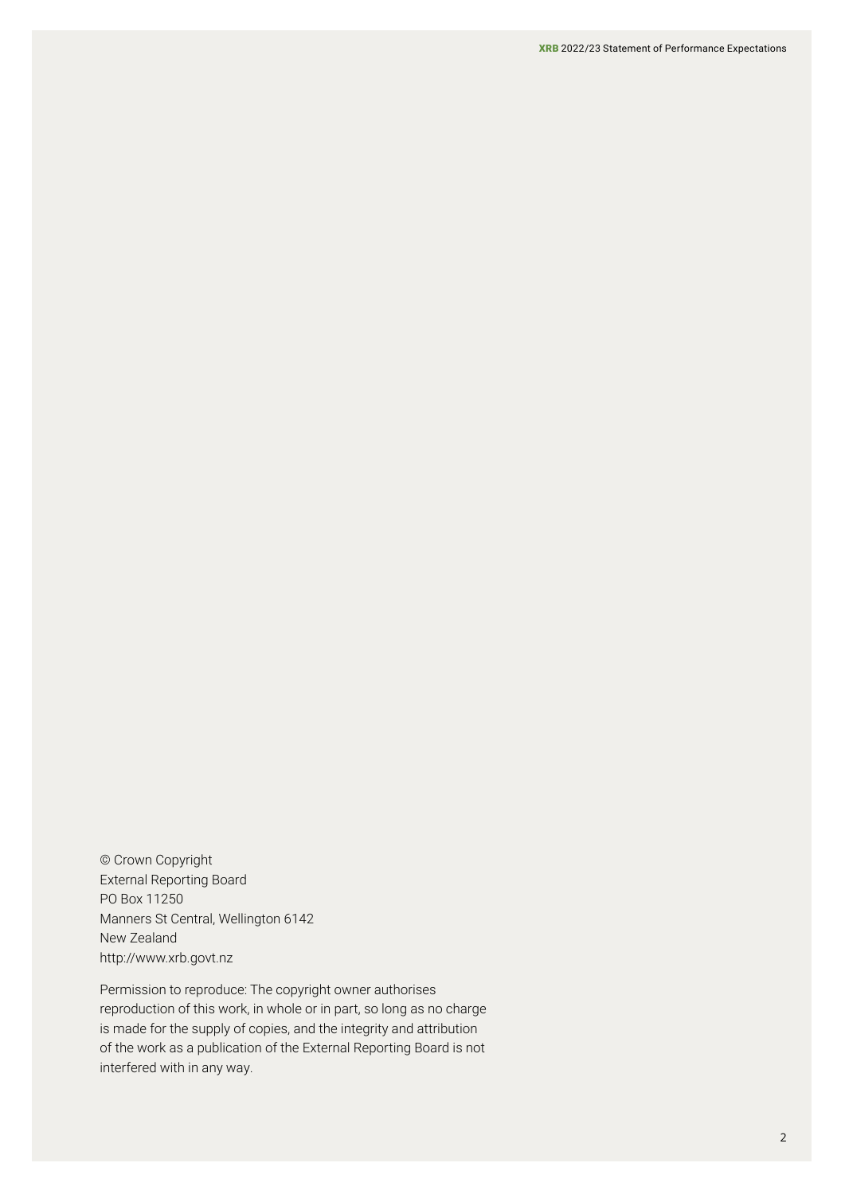© Crown Copyright
External Reporting Board
PO Box 11250
Manners St Central, Wellington 6142
New Zealand
http://www.xrb.govt.nz

Permission to reproduce: The copyright owner authorises reproduction of this work, in whole or in part, so long as no charge is made for the supply of copies, and the integrity and attribution of the work as a publication of the External Reporting Board is not interfered with in any way.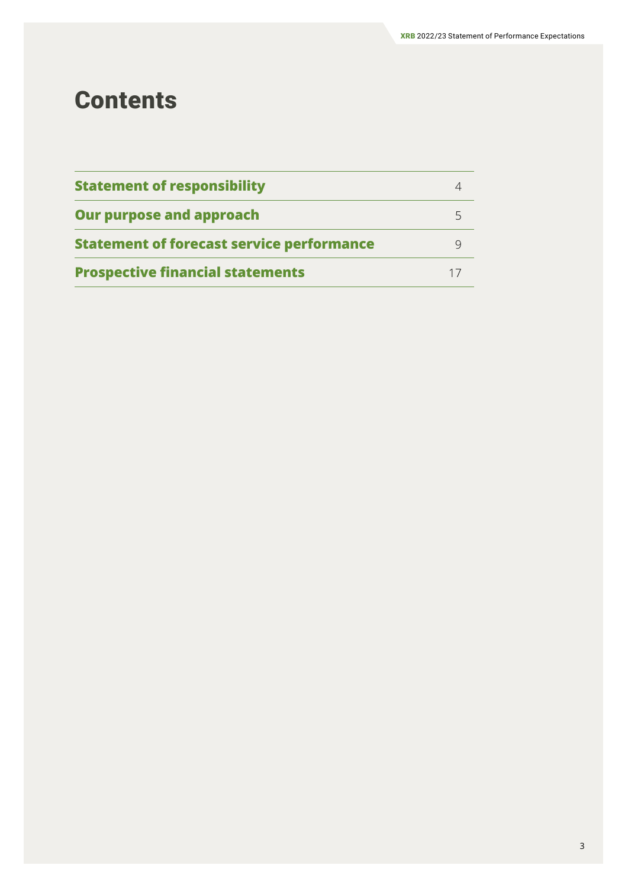# Contents

| | |
|---|---|
| **Statement of responsibility** | 4 |
| **Our purpose and approach** | 5 |
| **Statement of forecast service performance** | 9 |
| **Prospective financial statements** | 17 |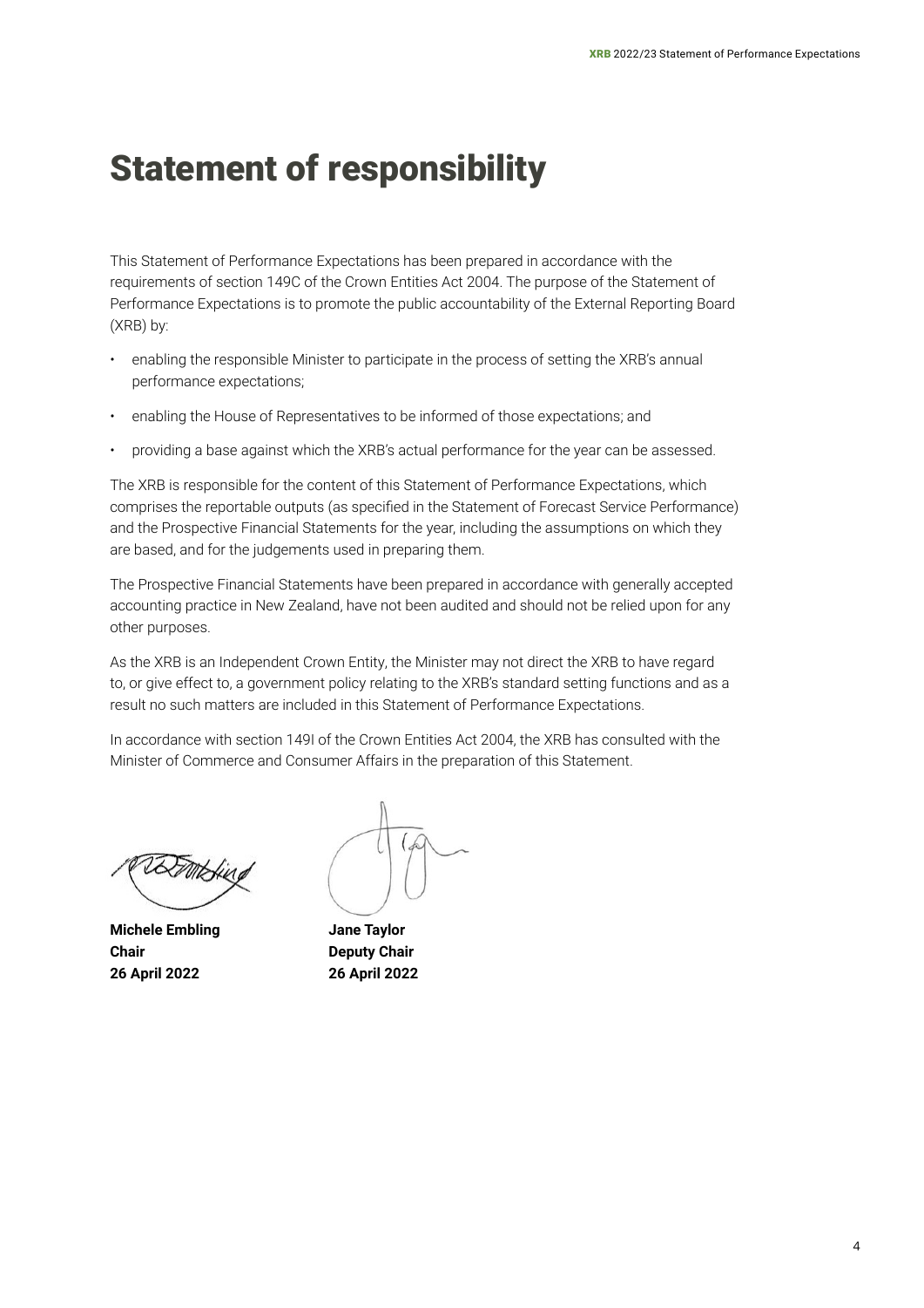# Statement of responsibility

This Statement of Performance Expectations has been prepared in accordance with the requirements of section 149C of the Crown Entities Act 2004. The purpose of the Statement of Performance Expectations is to promote the public accountability of the External Reporting Board (XRB) by:

- enabling the responsible Minister to participate in the process of setting the XRB's annual performance expectations;
- enabling the House of Representatives to be informed of those expectations; and
- providing a base against which the XRB's actual performance for the year can be assessed.

The XRB is responsible for the content of this Statement of Performance Expectations, which comprises the reportable outputs (as specified in the Statement of Forecast Service Performance) and the Prospective Financial Statements for the year, including the assumptions on which they are based, and for the judgements used in preparing them.

The Prospective Financial Statements have been prepared in accordance with generally accepted accounting practice in New Zealand, have not been audited and should not be relied upon for any other purposes.

As the XRB is an Independent Crown Entity, the Minister may not direct the XRB to have regard to, or give effect to, a government policy relating to the XRB's standard setting functions and as a result no such matters are included in this Statement of Performance Expectations.

In accordance with section 149I of the Crown Entities Act 2004, the XRB has consulted with the Minister of Commerce and Consumer Affairs in the preparation of this Statement.

**Michele Embling**
**Chair**
**26 April 2022**

**Jane Taylor**
**Deputy Chair**
**26 April 2022**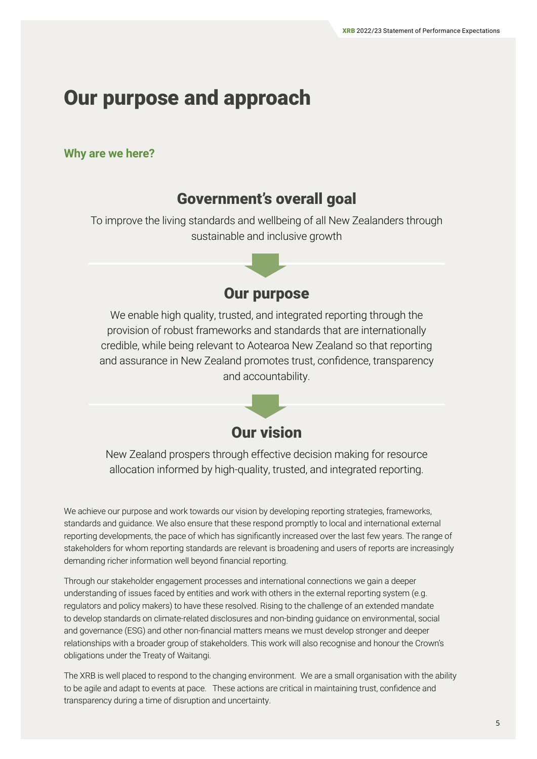# Our purpose and approach

### Why are we here?

## Government's overall goal

To improve the living standards and wellbeing of all New Zealanders through sustainable and inclusive growth

## Our purpose

We enable high quality, trusted, and integrated reporting through the provision of robust frameworks and standards that are internationally credible, while being relevant to Aotearoa New Zealand so that reporting and assurance in New Zealand promotes trust, confidence, transparency and accountability.

## Our vision

New Zealand prospers through effective decision making for resource allocation informed by high-quality, trusted, and integrated reporting.

We achieve our purpose and work towards our vision by developing reporting strategies, frameworks, standards and guidance. We also ensure that these respond promptly to local and international external reporting developments, the pace of which has significantly increased over the last few years. The range of stakeholders for whom reporting standards are relevant is broadening and users of reports are increasingly demanding richer information well beyond financial reporting.

Through our stakeholder engagement processes and international connections we gain a deeper understanding of issues faced by entities and work with others in the external reporting system (e.g. regulators and policy makers) to have these resolved. Rising to the challenge of an extended mandate to develop standards on climate-related disclosures and non-binding guidance on environmental, social and governance (ESG) and other non-financial matters means we must develop stronger and deeper relationships with a broader group of stakeholders. This work will also recognise and honour the Crown's obligations under the Treaty of Waitangi.

The XRB is well placed to respond to the changing environment. We are a small organisation with the ability to be agile and adapt to events at pace. These actions are critical in maintaining trust, confidence and transparency during a time of disruption and uncertainty.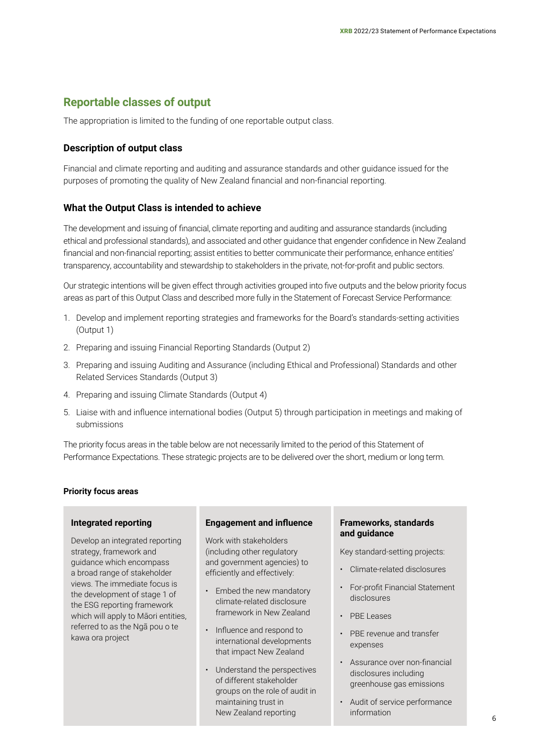## Reportable classes of output

The appropriation is limited to the funding of one reportable output class.

### Description of output class

Financial and climate reporting and auditing and assurance standards and other guidance issued for the purposes of promoting the quality of New Zealand financial and non-financial reporting.

### What the Output Class is intended to achieve

The development and issuing of financial, climate reporting and auditing and assurance standards (including ethical and professional standards), and associated and other guidance that engender confidence in New Zealand financial and non-financial reporting; assist entities to better communicate their performance, enhance entities' transparency, accountability and stewardship to stakeholders in the private, not-for-profit and public sectors.

Our strategic intentions will be given effect through activities grouped into five outputs and the below priority focus areas as part of this Output Class and described more fully in the Statement of Forecast Service Performance:

1. Develop and implement reporting strategies and frameworks for the Board's standards-setting activities (Output 1)
2. Preparing and issuing Financial Reporting Standards (Output 2)
3. Preparing and issuing Auditing and Assurance (including Ethical and Professional) Standards and other Related Services Standards (Output 3)
4. Preparing and issuing Climate Standards (Output 4)
5. Liaise with and influence international bodies (Output 5) through participation in meetings and making of submissions

The priority focus areas in the table below are not necessarily limited to the period of this Statement of Performance Expectations. These strategic projects are to be delivered over the short, medium or long term.

**Priority focus areas**

#### Integrated reporting

Develop an integrated reporting strategy, framework and guidance which encompass a broad range of stakeholder views. The immediate focus is the development of stage 1 of the ESG reporting framework which will apply to Māori entities, referred to as the Ngā pou o te kawa ora project

#### Engagement and influence

Work with stakeholders (including other regulatory and government agencies) to efficiently and effectively:

- Embed the new mandatory climate-related disclosure framework in New Zealand
- Influence and respond to international developments that impact New Zealand
- Understand the perspectives of different stakeholder groups on the role of audit in maintaining trust in New Zealand reporting

#### Frameworks, standards and guidance

Key standard-setting projects:

- Climate-related disclosures
- For-profit Financial Statement disclosures
- PBE Leases
- PBE revenue and transfer expenses
- Assurance over non-financial disclosures including greenhouse gas emissions
- Audit of service performance information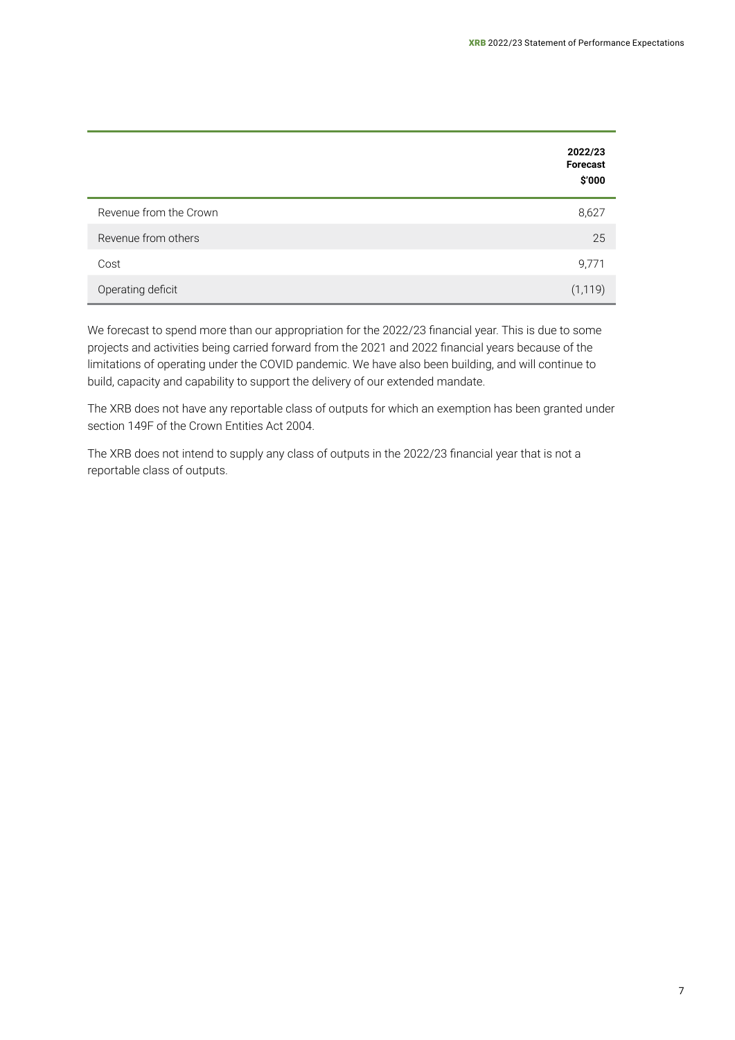| | 2022/23 Forecast $'000 |
|---|---|
| Revenue from the Crown | 8,627 |
| Revenue from others | 25 |
| Cost | 9,771 |
| Operating deficit | (1,119) |

We forecast to spend more than our appropriation for the 2022/23 financial year. This is due to some projects and activities being carried forward from the 2021 and 2022 financial years because of the limitations of operating under the COVID pandemic. We have also been building, and will continue to build, capacity and capability to support the delivery of our extended mandate.

The XRB does not have any reportable class of outputs for which an exemption has been granted under section 149F of the Crown Entities Act 2004.

The XRB does not intend to supply any class of outputs in the 2022/23 financial year that is not a reportable class of outputs.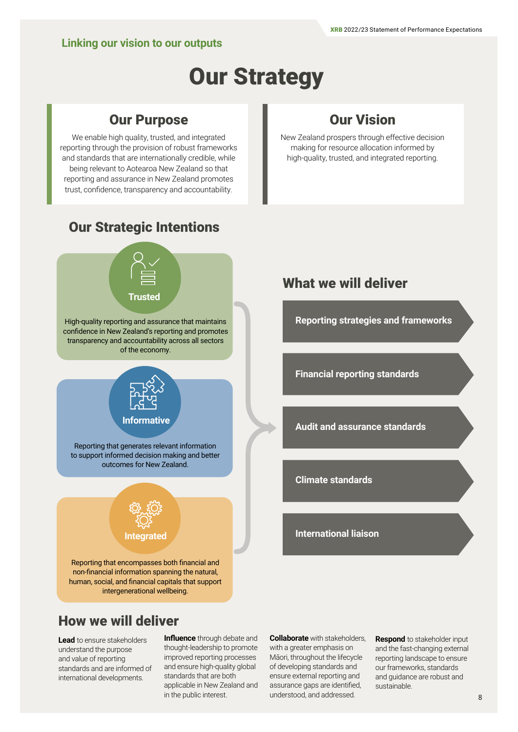Linking our vision to our outputs

# Our Strategy

## Our Purpose

We enable high quality, trusted, and integrated reporting through the provision of robust frameworks and standards that are internationally credible, while being relevant to Aotearoa New Zealand so that reporting and assurance in New Zealand promotes trust, confidence, transparency and accountability.

## Our Vision

New Zealand prospers through effective decision making for resource allocation informed by high-quality, trusted, and integrated reporting.

## Our Strategic Intentions

**Trusted**

High-quality reporting and assurance that maintains confidence in New Zealand's reporting and promotes transparency and accountability across all sectors of the economy.

**Informative**

Reporting that generates relevant information to support informed decision making and better outcomes for New Zealand.

**Integrated**

Reporting that encompasses both financial and non-financial information spanning the natural, human, social, and financial capitals that support intergenerational wellbeing.

## What we will deliver

- Reporting strategies and frameworks
- Financial reporting standards
- Audit and assurance standards
- Climate standards
- International liaison

## How we will deliver

**Lead** to ensure stakeholders understand the purpose and value of reporting standards and are informed of international developments.

**Influence** through debate and thought-leadership to promote improved reporting processes and ensure high-quality global standards that are both applicable in New Zealand and in the public interest.

**Collaborate** with stakeholders, with a greater emphasis on Māori, throughout the lifecycle of developing standards and ensure external reporting and assurance gaps are identified, understood, and addressed.

**Respond** to stakeholder input and the fast-changing external reporting landscape to ensure our frameworks, standards and guidance are robust and sustainable.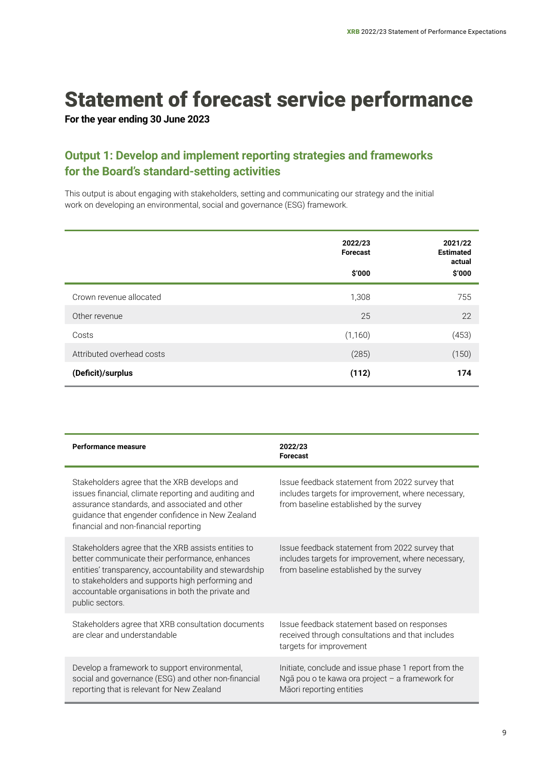# Statement of forecast service performance

**For the year ending 30 June 2023**

## Output 1: Develop and implement reporting strategies and frameworks for the Board's standard-setting activities

This output is about engaging with stakeholders, setting and communicating our strategy and the initial work on developing an environmental, social and governance (ESG) framework.

| | 2022/23 Forecast $'000 | 2021/22 Estimated actual $'000 |
|---|---|---|
| Crown revenue allocated | 1,308 | 755 |
| Other revenue | 25 | 22 |
| Costs | (1,160) | (453) |
| Attributed overhead costs | (285) | (150) |
| **(Deficit)/surplus** | **(112)** | **174** |

| Performance measure | 2022/23 Forecast |
|---|---|
| Stakeholders agree that the XRB develops and issues financial, climate reporting and auditing and assurance standards, and associated and other guidance that engender confidence in New Zealand financial and non-financial reporting | Issue feedback statement from 2022 survey that includes targets for improvement, where necessary, from baseline established by the survey |
| Stakeholders agree that the XRB assists entities to better communicate their performance, enhances entities' transparency, accountability and stewardship to stakeholders and supports high performing and accountable organisations in both the private and public sectors. | Issue feedback statement from 2022 survey that includes targets for improvement, where necessary, from baseline established by the survey |
| Stakeholders agree that XRB consultation documents are clear and understandable | Issue feedback statement based on responses received through consultations and that includes targets for improvement |
| Develop a framework to support environmental, social and governance (ESG) and other non-financial reporting that is relevant for New Zealand | Initiate, conclude and issue phase 1 report from the Ngā pou o te kawa ora project – a framework for Māori reporting entities |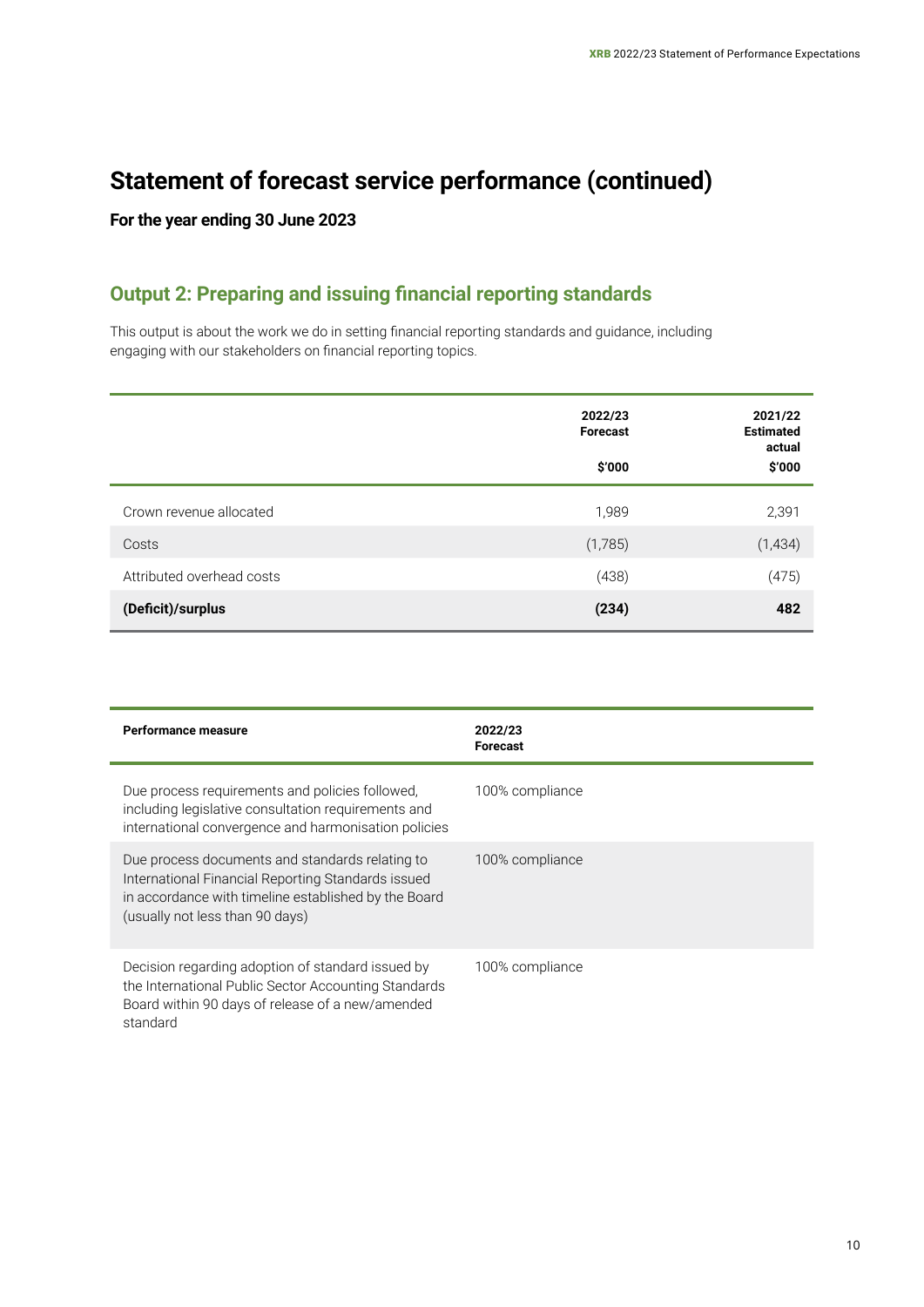# Statement of forecast service performance (continued)

**For the year ending 30 June 2023**

## Output 2: Preparing and issuing financial reporting standards

This output is about the work we do in setting financial reporting standards and guidance, including engaging with our stakeholders on financial reporting topics.

| | 2022/23 Forecast $'000 | 2021/22 Estimated actual $'000 |
|---|---|---|
| Crown revenue allocated | 1,989 | 2,391 |
| Costs | (1,785) | (1,434) |
| Attributed overhead costs | (438) | (475) |
| **(Deficit)/surplus** | **(234)** | **482** |

| Performance measure | 2022/23 Forecast |
|---|---|
| Due process requirements and policies followed, including legislative consultation requirements and international convergence and harmonisation policies | 100% compliance |
| Due process documents and standards relating to International Financial Reporting Standards issued in accordance with timeline established by the Board (usually not less than 90 days) | 100% compliance |
| Decision regarding adoption of standard issued by the International Public Sector Accounting Standards Board within 90 days of release of a new/amended standard | 100% compliance |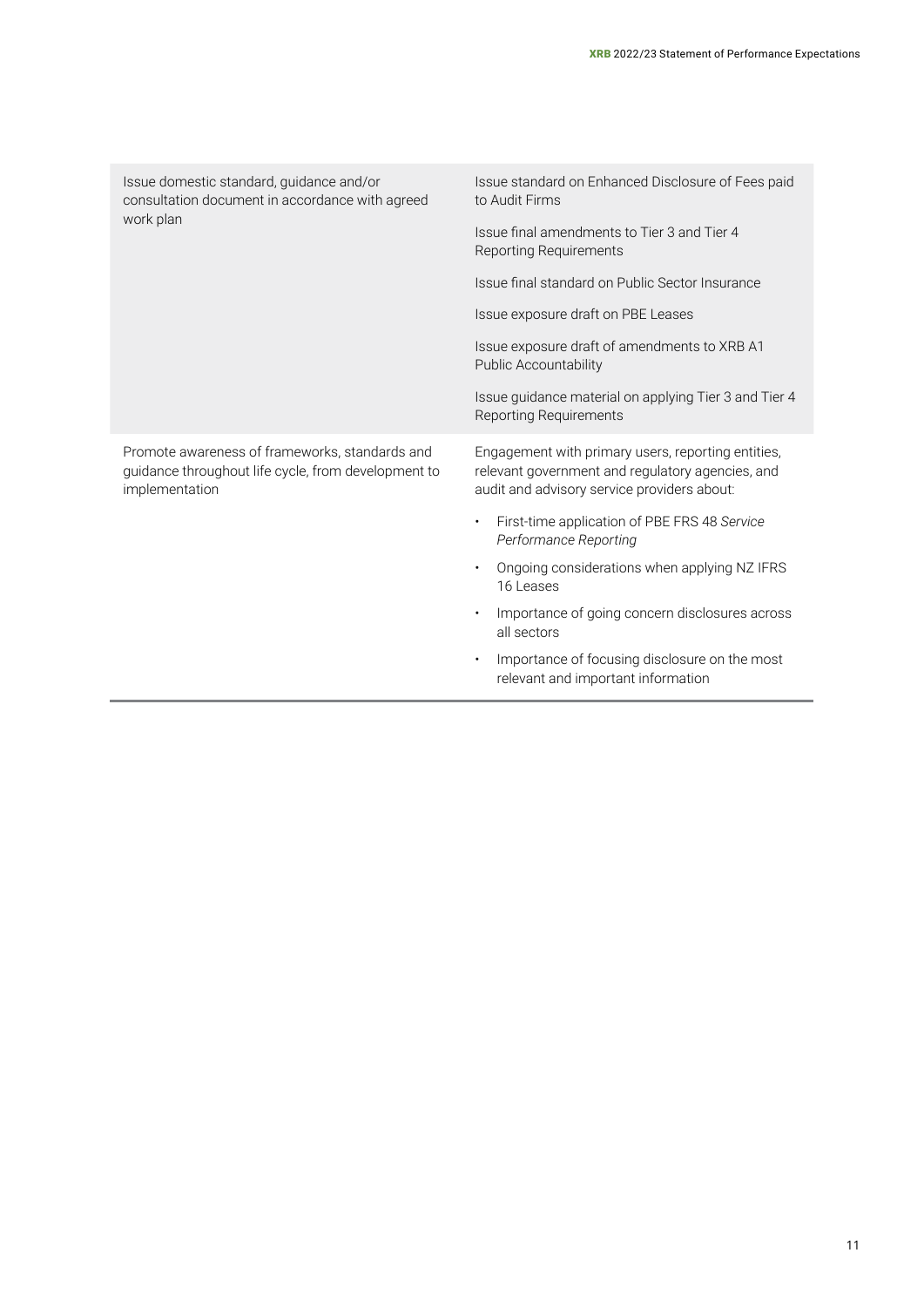| | |
|---|---|
| Issue domestic standard, guidance and/or consultation document in accordance with agreed work plan | Issue standard on Enhanced Disclosure of Fees paid to Audit Firms<br><br>Issue final amendments to Tier 3 and Tier 4 Reporting Requirements<br><br>Issue final standard on Public Sector Insurance<br><br>Issue exposure draft on PBE Leases<br><br>Issue exposure draft of amendments to XRB A1 Public Accountability<br><br>Issue guidance material on applying Tier 3 and Tier 4 Reporting Requirements |
| Promote awareness of frameworks, standards and guidance throughout life cycle, from development to implementation | Engagement with primary users, reporting entities, relevant government and regulatory agencies, and audit and advisory service providers about:<br><br>• First-time application of PBE FRS 48 *Service Performance Reporting*<br><br>• Ongoing considerations when applying NZ IFRS 16 Leases<br><br>• Importance of going concern disclosures across all sectors<br><br>• Importance of focusing disclosure on the most relevant and important information |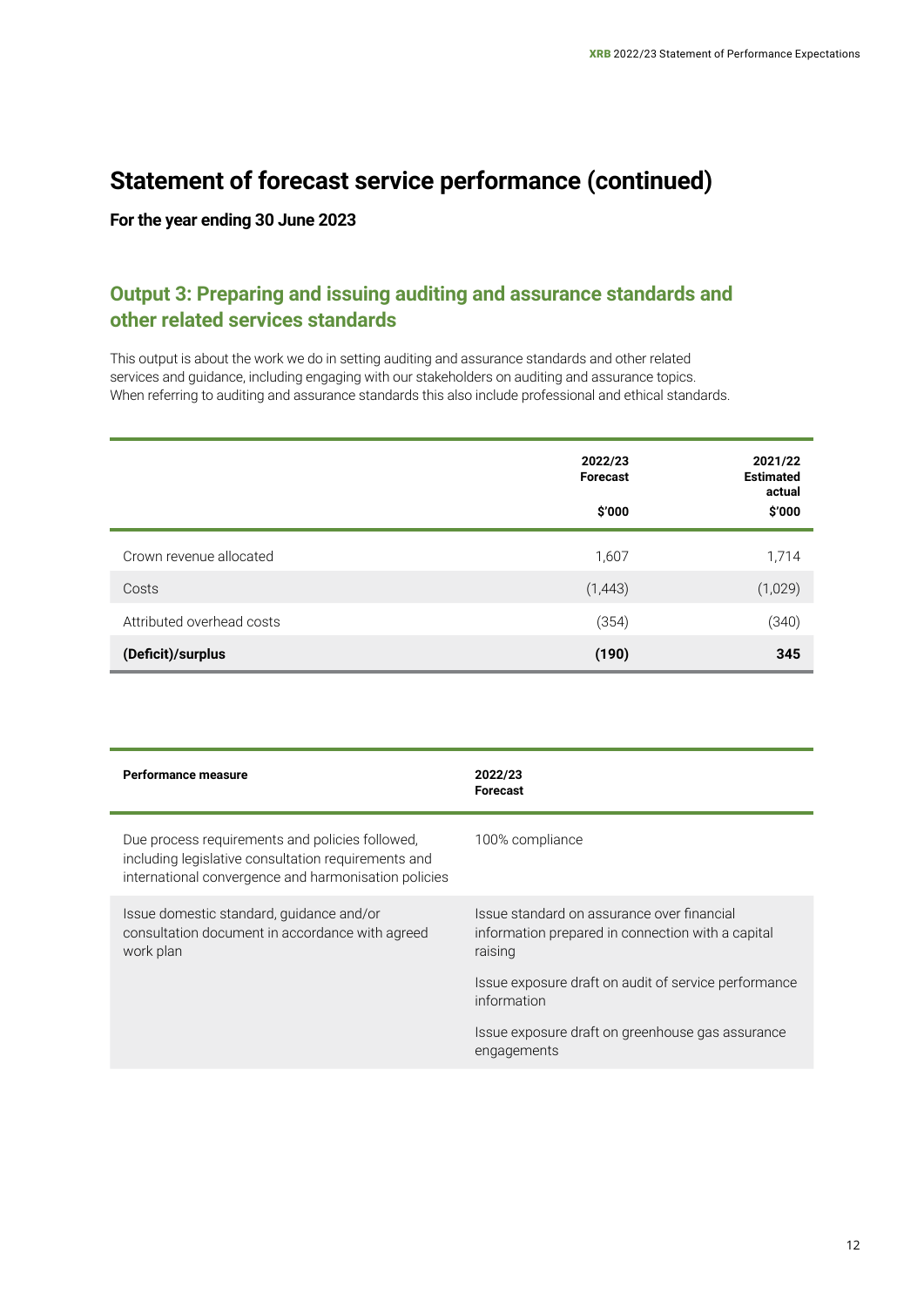# Statement of forecast service performance (continued)

**For the year ending 30 June 2023**

## Output 3: Preparing and issuing auditing and assurance standards and other related services standards

This output is about the work we do in setting auditing and assurance standards and other related services and guidance, including engaging with our stakeholders on auditing and assurance topics. When referring to auditing and assurance standards this also include professional and ethical standards.

| | 2022/23 Forecast<br>$'000 | 2021/22 Estimated actual<br>$'000 |
|---|---|---|
| Crown revenue allocated | 1,607 | 1,714 |
| Costs | (1,443) | (1,029) |
| Attributed overhead costs | (354) | (340) |
| **(Deficit)/surplus** | **(190)** | **345** |

| Performance measure | 2022/23 Forecast |
|---|---|
| Due process requirements and policies followed, including legislative consultation requirements and international convergence and harmonisation policies | 100% compliance |
| Issue domestic standard, guidance and/or consultation document in accordance with agreed work plan | Issue standard on assurance over financial information prepared in connection with a capital raising<br><br>Issue exposure draft on audit of service performance information<br><br>Issue exposure draft on greenhouse gas assurance engagements |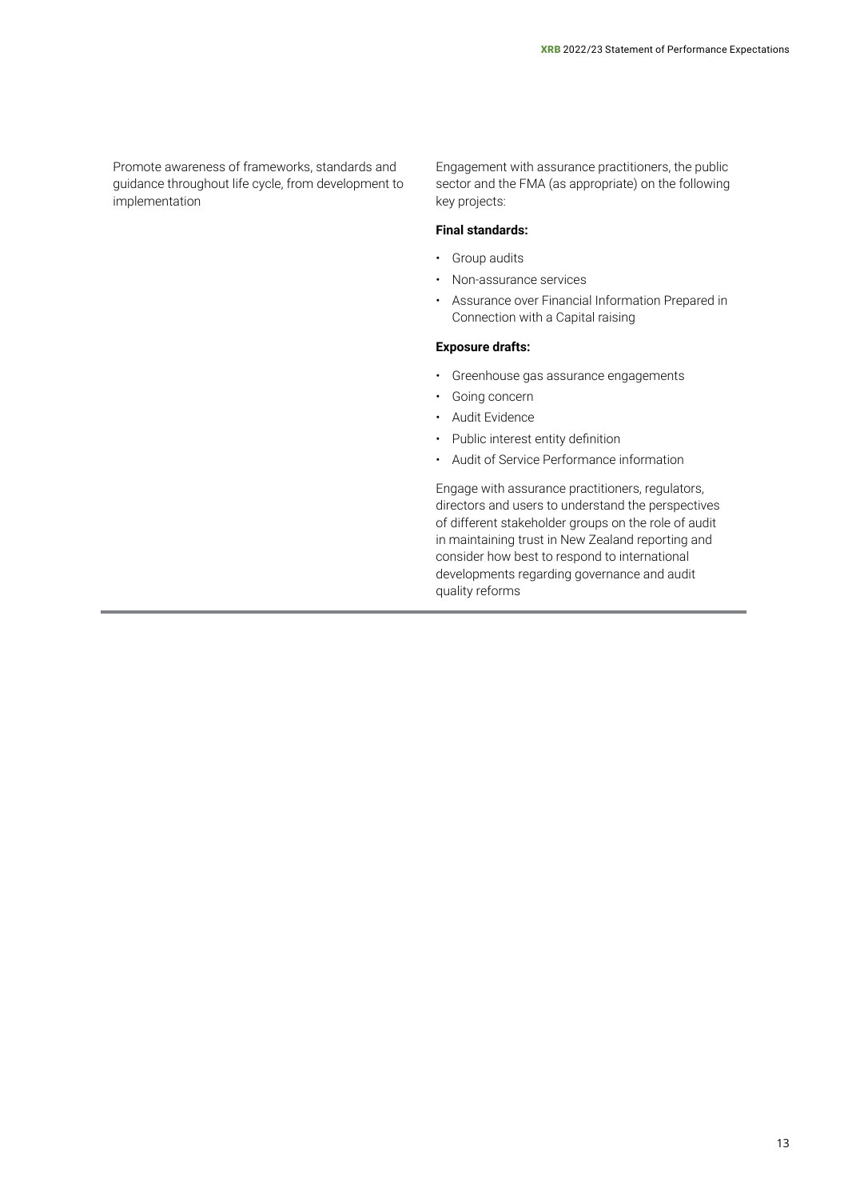| | |
|---|---|
| Promote awareness of frameworks, standards and guidance throughout life cycle, from development to implementation | Engagement with assurance practitioners, the public sector and the FMA (as appropriate) on the following key projects:<br><br>**Final standards:**<br>• Group audits<br>• Non-assurance services<br>• Assurance over Financial Information Prepared in Connection with a Capital raising<br><br>**Exposure drafts:**<br>• Greenhouse gas assurance engagements<br>• Going concern<br>• Audit Evidence<br>• Public interest entity definition<br>• Audit of Service Performance information<br><br>Engage with assurance practitioners, regulators, directors and users to understand the perspectives of different stakeholder groups on the role of audit in maintaining trust in New Zealand reporting and consider how best to respond to international developments regarding governance and audit quality reforms |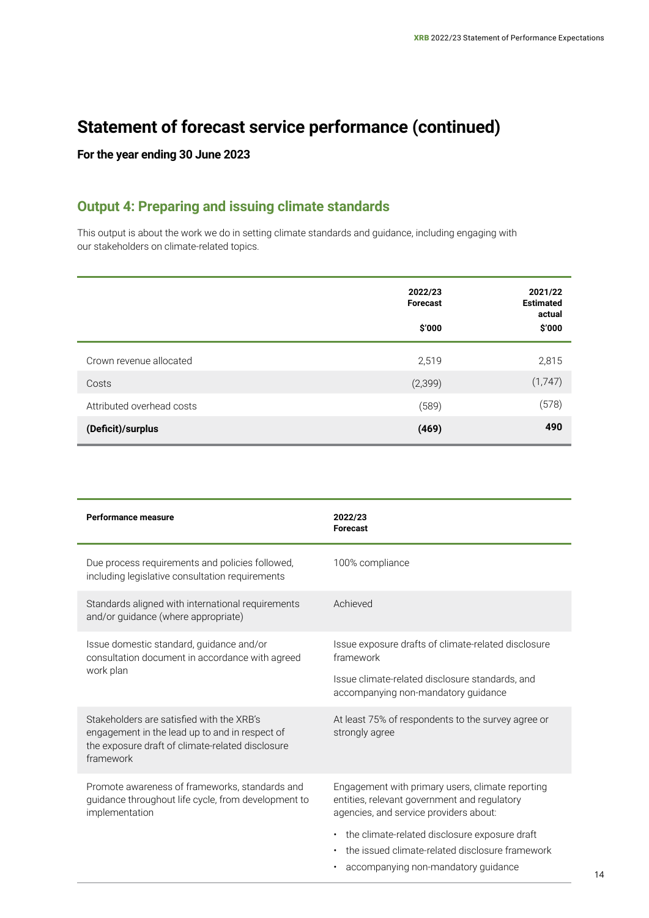# Statement of forecast service performance (continued)

**For the year ending 30 June 2023**

## Output 4: Preparing and issuing climate standards

This output is about the work we do in setting climate standards and guidance, including engaging with our stakeholders on climate-related topics.

| | 2022/23 Forecast $'000 | 2021/22 Estimated actual $'000 |
|---|---|---|
| Crown revenue allocated | 2,519 | 2,815 |
| Costs | (2,399) | (1,747) |
| Attributed overhead costs | (589) | (578) |
| **(Deficit)/surplus** | **(469)** | **490** |

| Performance measure | 2022/23 Forecast |
|---|---|
| Due process requirements and policies followed, including legislative consultation requirements | 100% compliance |
| Standards aligned with international requirements and/or guidance (where appropriate) | Achieved |
| Issue domestic standard, guidance and/or consultation document in accordance with agreed work plan | Issue exposure drafts of climate-related disclosure framework<br>Issue climate-related disclosure standards, and accompanying non-mandatory guidance |
| Stakeholders are satisfied with the XRB's engagement in the lead up to and in respect of the exposure draft of climate-related disclosure framework | At least 75% of respondents to the survey agree or strongly agree |
| Promote awareness of frameworks, standards and guidance throughout life cycle, from development to implementation | Engagement with primary users, climate reporting entities, relevant government and regulatory agencies, and service providers about:<br>• the climate-related disclosure exposure draft<br>• the issued climate-related disclosure framework<br>• accompanying non-mandatory guidance |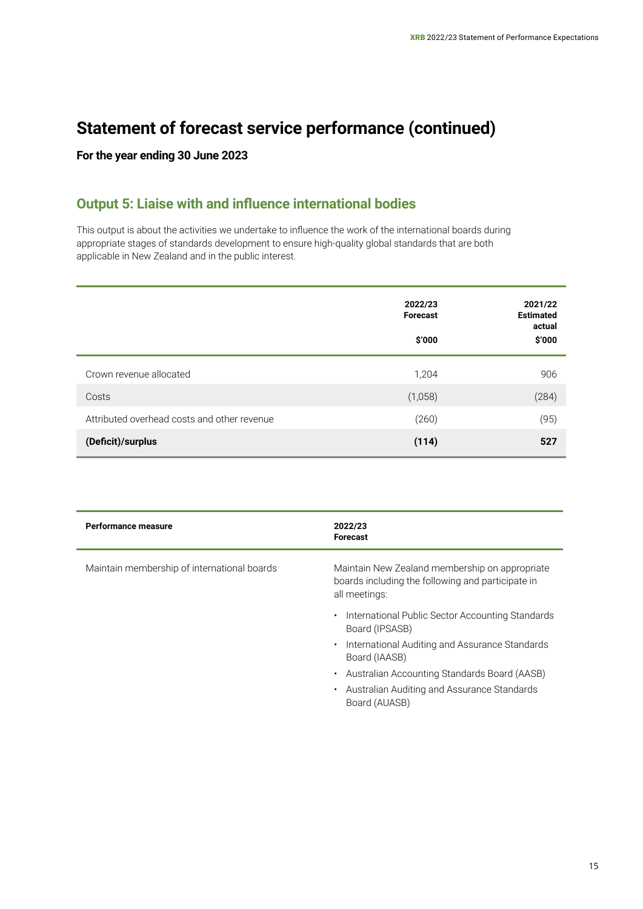# Statement of forecast service performance (continued)

**For the year ending 30 June 2023**

## Output 5: Liaise with and influence international bodies

This output is about the activities we undertake to influence the work of the international boards during appropriate stages of standards development to ensure high-quality global standards that are both applicable in New Zealand and in the public interest.

| | 2022/23 Forecast $'000 | 2021/22 Estimated actual $'000 |
|---|---|---|
| Crown revenue allocated | 1,204 | 906 |
| Costs | (1,058) | (284) |
| Attributed overhead costs and other revenue | (260) | (95) |
| **(Deficit)/surplus** | **(114)** | **527** |

| Performance measure | 2022/23 Forecast |
|---|---|
| Maintain membership of international boards | Maintain New Zealand membership on appropriate boards including the following and participate in all meetings:<br>• International Public Sector Accounting Standards Board (IPSASB)<br>• International Auditing and Assurance Standards Board (IAASB)<br>• Australian Accounting Standards Board (AASB)<br>• Australian Auditing and Assurance Standards Board (AUASB) |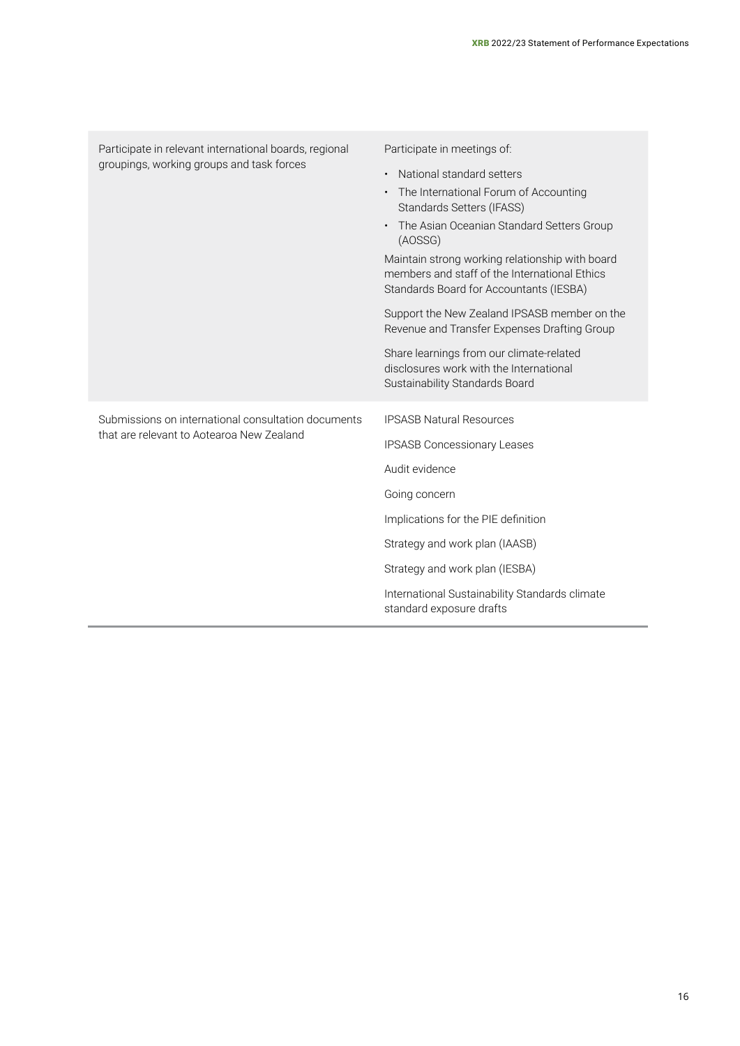| | |
|---|---|
| Participate in relevant international boards, regional groupings, working groups and task forces | Participate in meetings of:<br>• National standard setters<br>• The International Forum of Accounting Standards Setters (IFASS)<br>• The Asian Oceanian Standard Setters Group (AOSSG)<br><br>Maintain strong working relationship with board members and staff of the International Ethics Standards Board for Accountants (IESBA)<br><br>Support the New Zealand IPSASB member on the Revenue and Transfer Expenses Drafting Group<br><br>Share learnings from our climate-related disclosures work with the International Sustainability Standards Board |
| Submissions on international consultation documents that are relevant to Aotearoa New Zealand | IPSASB Natural Resources<br><br>IPSASB Concessionary Leases<br><br>Audit evidence<br><br>Going concern<br><br>Implications for the PIE definition<br><br>Strategy and work plan (IAASB)<br><br>Strategy and work plan (IESBA)<br><br>International Sustainability Standards climate standard exposure drafts |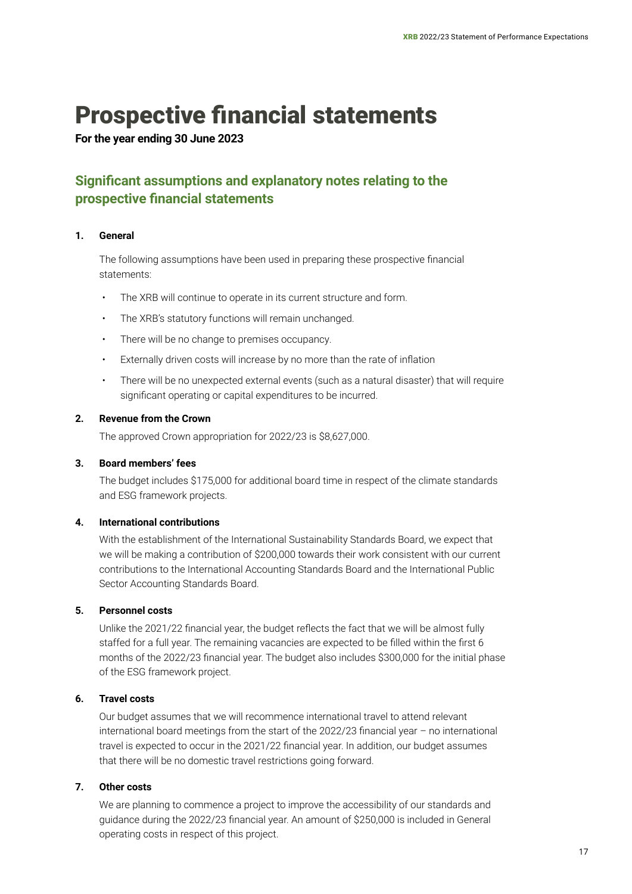# Prospective financial statements

**For the year ending 30 June 2023**

## Significant assumptions and explanatory notes relating to the prospective financial statements

### 1. General

The following assumptions have been used in preparing these prospective financial statements:

- The XRB will continue to operate in its current structure and form.
- The XRB's statutory functions will remain unchanged.
- There will be no change to premises occupancy.
- Externally driven costs will increase by no more than the rate of inflation
- There will be no unexpected external events (such as a natural disaster) that will require significant operating or capital expenditures to be incurred.

### 2. Revenue from the Crown

The approved Crown appropriation for 2022/23 is $8,627,000.

### 3. Board members' fees

The budget includes $175,000 for additional board time in respect of the climate standards and ESG framework projects.

### 4. International contributions

With the establishment of the International Sustainability Standards Board, we expect that we will be making a contribution of $200,000 towards their work consistent with our current contributions to the International Accounting Standards Board and the International Public Sector Accounting Standards Board.

### 5. Personnel costs

Unlike the 2021/22 financial year, the budget reflects the fact that we will be almost fully staffed for a full year. The remaining vacancies are expected to be filled within the first 6 months of the 2022/23 financial year. The budget also includes $300,000 for the initial phase of the ESG framework project.

### 6. Travel costs

Our budget assumes that we will recommence international travel to attend relevant international board meetings from the start of the 2022/23 financial year – no international travel is expected to occur in the 2021/22 financial year. In addition, our budget assumes that there will be no domestic travel restrictions going forward.

### 7. Other costs

We are planning to commence a project to improve the accessibility of our standards and guidance during the 2022/23 financial year. An amount of $250,000 is included in General operating costs in respect of this project.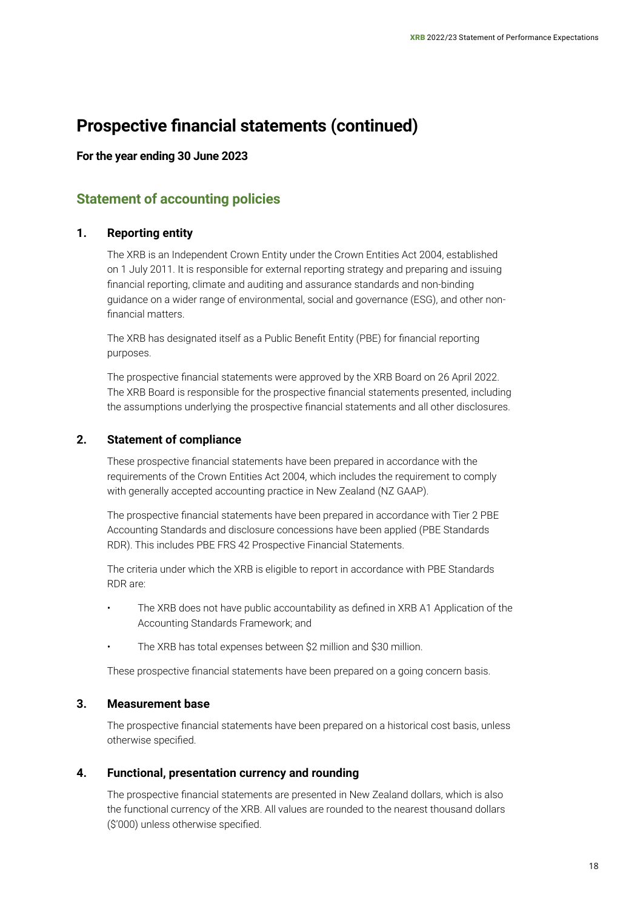# Prospective financial statements (continued)

**For the year ending 30 June 2023**

## Statement of accounting policies

### 1. Reporting entity

The XRB is an Independent Crown Entity under the Crown Entities Act 2004, established on 1 July 2011. It is responsible for external reporting strategy and preparing and issuing financial reporting, climate and auditing and assurance standards and non-binding guidance on a wider range of environmental, social and governance (ESG), and other non-financial matters.

The XRB has designated itself as a Public Benefit Entity (PBE) for financial reporting purposes.

The prospective financial statements were approved by the XRB Board on 26 April 2022. The XRB Board is responsible for the prospective financial statements presented, including the assumptions underlying the prospective financial statements and all other disclosures.

### 2. Statement of compliance

These prospective financial statements have been prepared in accordance with the requirements of the Crown Entities Act 2004, which includes the requirement to comply with generally accepted accounting practice in New Zealand (NZ GAAP).

The prospective financial statements have been prepared in accordance with Tier 2 PBE Accounting Standards and disclosure concessions have been applied (PBE Standards RDR). This includes PBE FRS 42 Prospective Financial Statements.

The criteria under which the XRB is eligible to report in accordance with PBE Standards RDR are:

- The XRB does not have public accountability as defined in XRB A1 Application of the Accounting Standards Framework; and
- The XRB has total expenses between $2 million and $30 million.

These prospective financial statements have been prepared on a going concern basis.

### 3. Measurement base

The prospective financial statements have been prepared on a historical cost basis, unless otherwise specified.

### 4. Functional, presentation currency and rounding

The prospective financial statements are presented in New Zealand dollars, which is also the functional currency of the XRB. All values are rounded to the nearest thousand dollars ($'000) unless otherwise specified.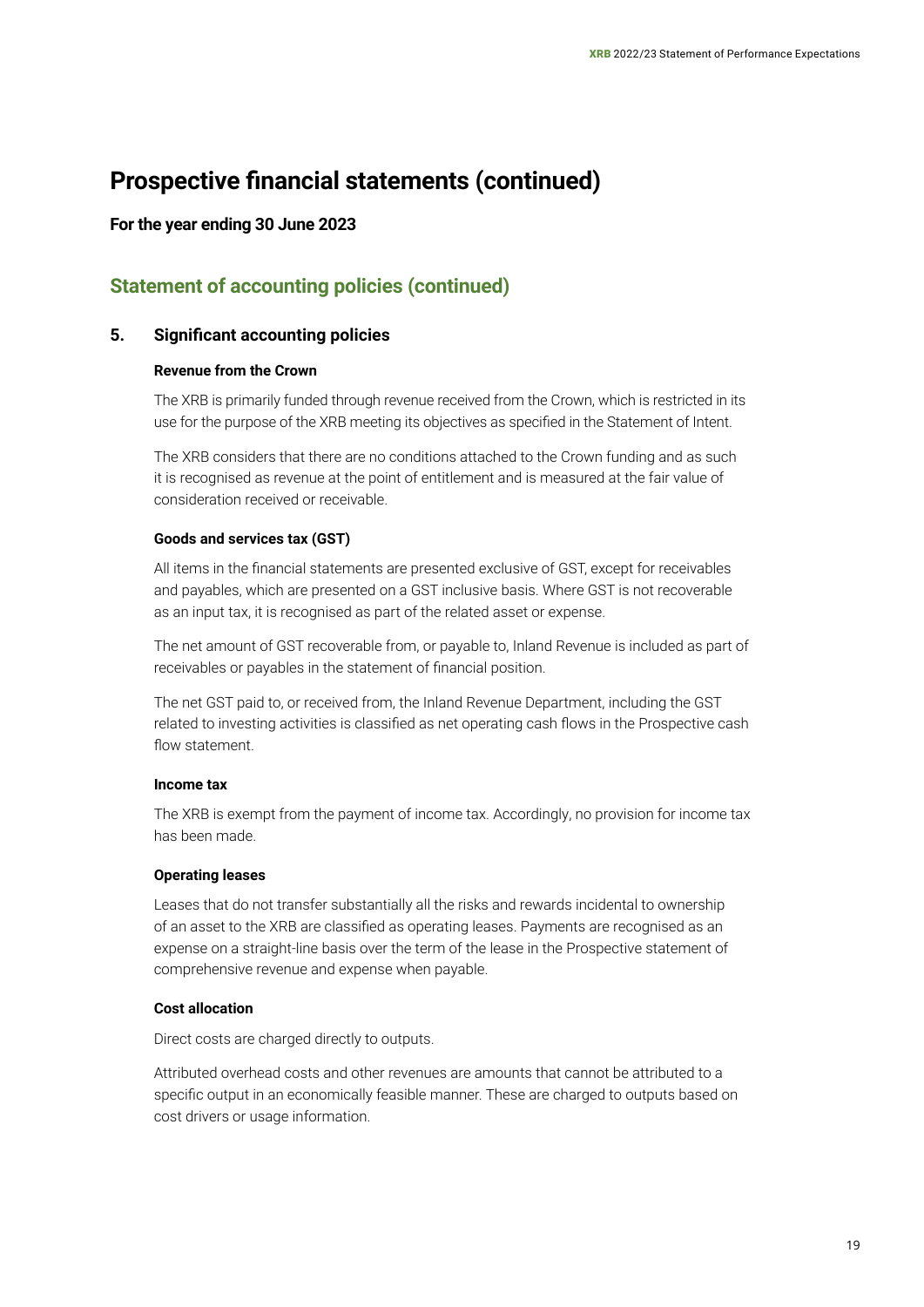# Prospective financial statements (continued)

**For the year ending 30 June 2023**

## Statement of accounting policies (continued)

### 5. Significant accounting policies

#### Revenue from the Crown

The XRB is primarily funded through revenue received from the Crown, which is restricted in its use for the purpose of the XRB meeting its objectives as specified in the Statement of Intent.

The XRB considers that there are no conditions attached to the Crown funding and as such it is recognised as revenue at the point of entitlement and is measured at the fair value of consideration received or receivable.

#### Goods and services tax (GST)

All items in the financial statements are presented exclusive of GST, except for receivables and payables, which are presented on a GST inclusive basis. Where GST is not recoverable as an input tax, it is recognised as part of the related asset or expense.

The net amount of GST recoverable from, or payable to, Inland Revenue is included as part of receivables or payables in the statement of financial position.

The net GST paid to, or received from, the Inland Revenue Department, including the GST related to investing activities is classified as net operating cash flows in the Prospective cash flow statement.

#### Income tax

The XRB is exempt from the payment of income tax. Accordingly, no provision for income tax has been made.

#### Operating leases

Leases that do not transfer substantially all the risks and rewards incidental to ownership of an asset to the XRB are classified as operating leases. Payments are recognised as an expense on a straight-line basis over the term of the lease in the Prospective statement of comprehensive revenue and expense when payable.

#### Cost allocation

Direct costs are charged directly to outputs.

Attributed overhead costs and other revenues are amounts that cannot be attributed to a specific output in an economically feasible manner. These are charged to outputs based on cost drivers or usage information.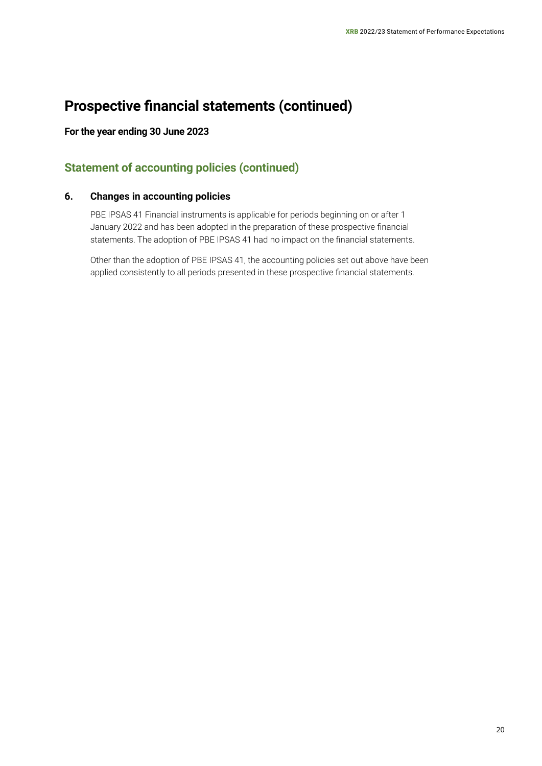# Prospective financial statements (continued)

**For the year ending 30 June 2023**

## Statement of accounting policies (continued)

### 6. Changes in accounting policies

PBE IPSAS 41 Financial instruments is applicable for periods beginning on or after 1 January 2022 and has been adopted in the preparation of these prospective financial statements. The adoption of PBE IPSAS 41 had no impact on the financial statements.

Other than the adoption of PBE IPSAS 41, the accounting policies set out above have been applied consistently to all periods presented in these prospective financial statements.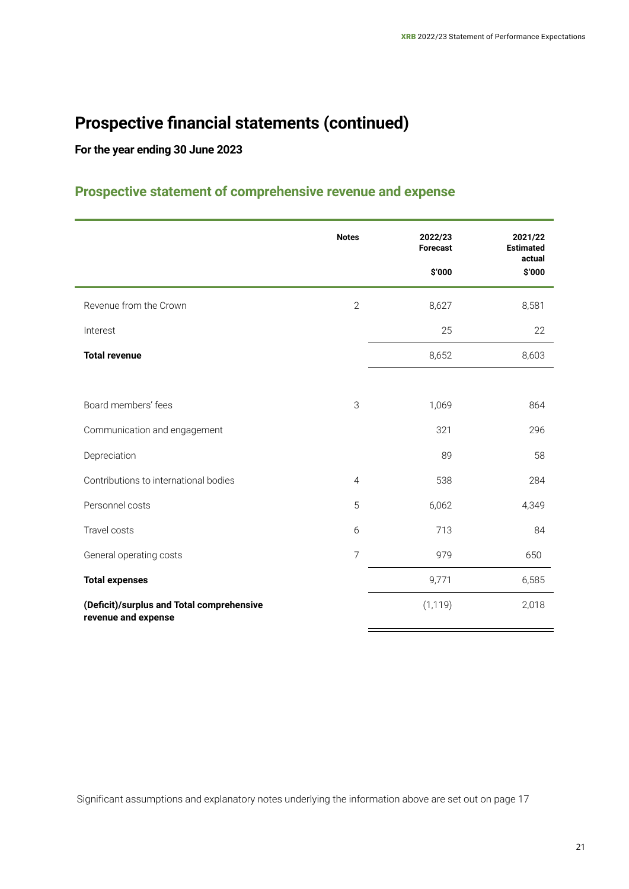# Prospective financial statements (continued)

**For the year ending 30 June 2023**

## Prospective statement of comprehensive revenue and expense

| | Notes | 2022/23 Forecast $'000 | 2021/22 Estimated actual $'000 |
|---|---|---|---|
| Revenue from the Crown | 2 | 8,627 | 8,581 |
| Interest | | 25 | 22 |
| **Total revenue** | | 8,652 | 8,603 |
| | | | |
| Board members' fees | 3 | 1,069 | 864 |
| Communication and engagement | | 321 | 296 |
| Depreciation | | 89 | 58 |
| Contributions to international bodies | 4 | 538 | 284 |
| Personnel costs | 5 | 6,062 | 4,349 |
| Travel costs | 6 | 713 | 84 |
| General operating costs | 7 | 979 | 650 |
| **Total expenses** | | 9,771 | 6,585 |
| **(Deficit)/surplus and Total comprehensive revenue and expense** | | (1,119) | 2,018 |

Significant assumptions and explanatory notes underlying the information above are set out on page 17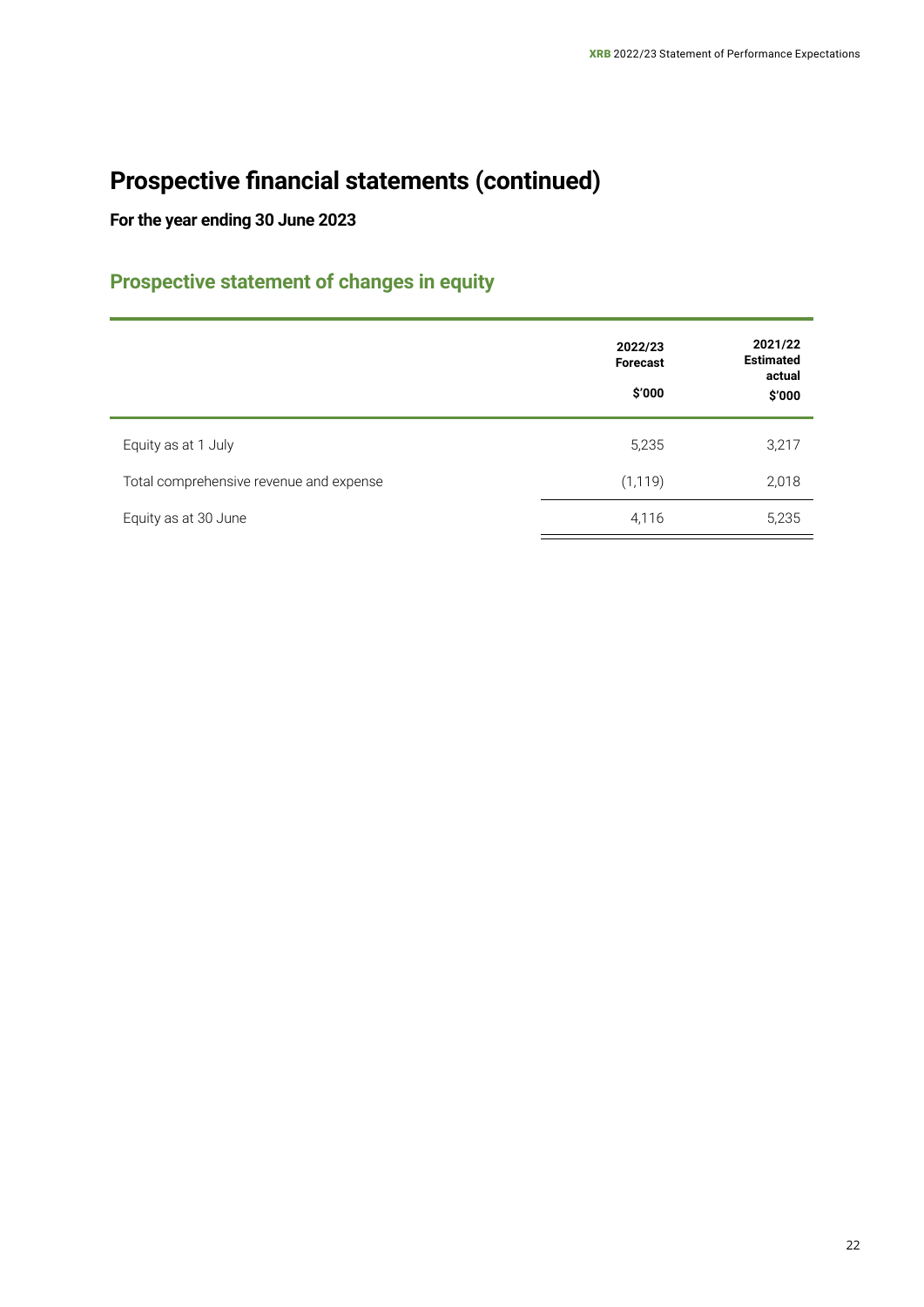# Prospective financial statements (continued)

**For the year ending 30 June 2023**

## Prospective statement of changes in equity

| | 2022/23 Forecast $'000 | 2021/22 Estimated actual $'000 |
|---|---|---|
| Equity as at 1 July | 5,235 | 3,217 |
| Total comprehensive revenue and expense | (1,119) | 2,018 |
| Equity as at 30 June | 4,116 | 5,235 |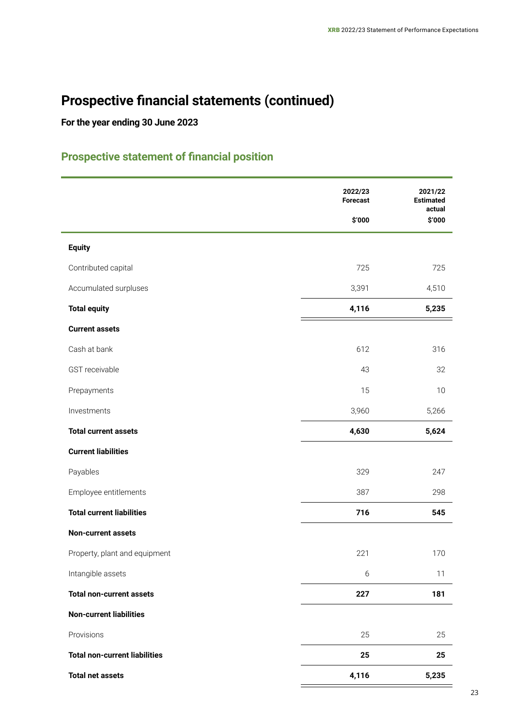# Prospective financial statements (continued)

**For the year ending 30 June 2023**

## Prospective statement of financial position

| | 2022/23 Forecast $'000 | 2021/22 Estimated actual $'000 |
|---|---|---|
| **Equity** | | |
| Contributed capital | 725 | 725 |
| Accumulated surpluses | 3,391 | 4,510 |
| **Total equity** | **4,116** | **5,235** |
| **Current assets** | | |
| Cash at bank | 612 | 316 |
| GST receivable | 43 | 32 |
| Prepayments | 15 | 10 |
| Investments | 3,960 | 5,266 |
| **Total current assets** | **4,630** | **5,624** |
| **Current liabilities** | | |
| Payables | 329 | 247 |
| Employee entitlements | 387 | 298 |
| **Total current liabilities** | **716** | **545** |
| **Non-current assets** | | |
| Property, plant and equipment | 221 | 170 |
| Intangible assets | 6 | 11 |
| **Total non-current assets** | **227** | **181** |
| **Non-current liabilities** | | |
| Provisions | 25 | 25 |
| **Total non-current liabilities** | **25** | **25** |
| **Total net assets** | **4,116** | **5,235** |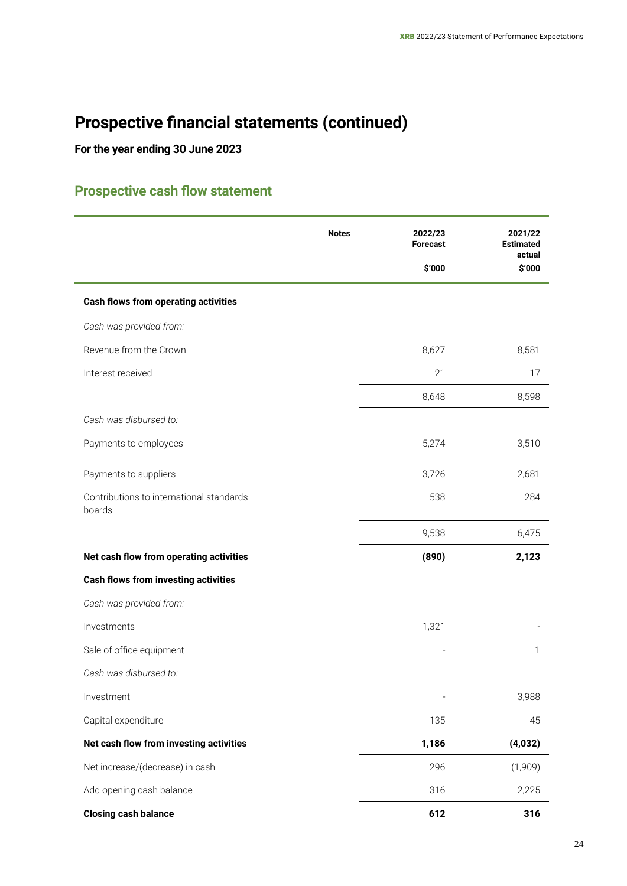# Prospective financial statements (continued)

**For the year ending 30 June 2023**

## Prospective cash flow statement

| | Notes | 2022/23 Forecast $'000 | 2021/22 Estimated actual $'000 |
|---|---|---|---|
| **Cash flows from operating activities** | | | |
| *Cash was provided from:* | | | |
| Revenue from the Crown | | 8,627 | 8,581 |
| Interest received | | 21 | 17 |
| | | 8,648 | 8,598 |
| *Cash was disbursed to:* | | | |
| Payments to employees | | 5,274 | 3,510 |
| Payments to suppliers | | 3,726 | 2,681 |
| Contributions to international standards boards | | 538 | 284 |
| | | 9,538 | 6,475 |
| **Net cash flow from operating activities** | | **(890)** | **2,123** |
| **Cash flows from investing activities** | | | |
| *Cash was provided from:* | | | |
| Investments | | 1,321 | - |
| Sale of office equipment | | - | 1 |
| *Cash was disbursed to:* | | | |
| Investment | | - | 3,988 |
| Capital expenditure | | 135 | 45 |
| **Net cash flow from investing activities** | | **1,186** | **(4,032)** |
| Net increase/(decrease) in cash | | 296 | (1,909) |
| Add opening cash balance | | 316 | 2,225 |
| **Closing cash balance** | | **612** | **316** |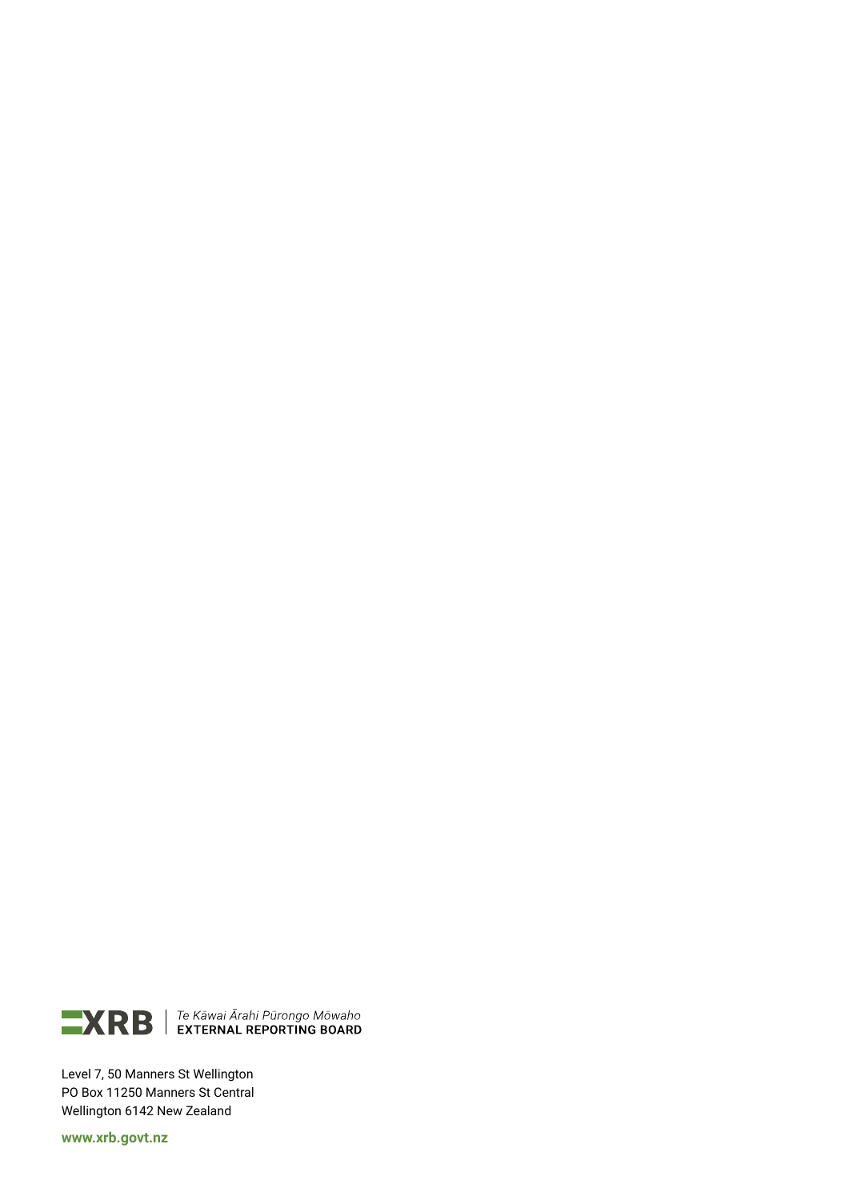XRB | *Te Kāwai Ārahi Pūrongo Mōwaho*
EXTERNAL REPORTING BOARD

Level 7, 50 Manners St Wellington
PO Box 11250 Manners St Central
Wellington 6142 New Zealand

**www.xrb.govt.nz**